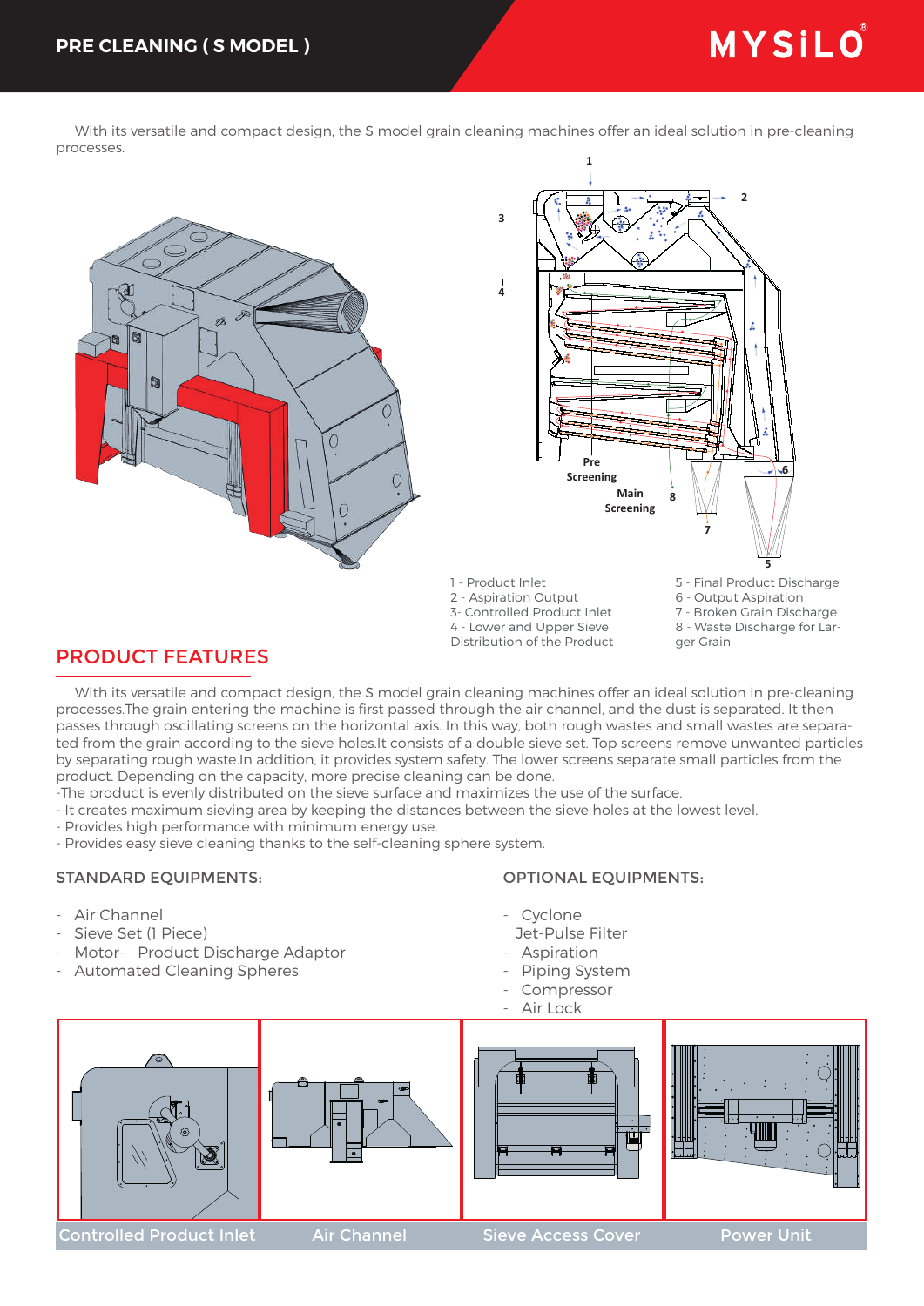# PRE CLEANING ( S MODEL )

MYSiLO®

With its versatile and compact design, the S model grain cleaning machines offer an ideal solution in pre-cleaning processes.

1 - Product Inlet
2 - Aspiration Output
3- Controlled Product Inlet
4 - Lower and Upper Sieve Distribution of the Product
5 - Final Product Discharge
6 - Output Aspiration
7 - Broken Grain Discharge
8 - Waste Discharge for Larger Grain

## PRODUCT FEATURES

With its versatile and compact design, the S model grain cleaning machines offer an ideal solution in pre-cleaning processes.The grain entering the machine is first passed through the air channel, and the dust is separated. It then passes through oscillating screens on the horizontal axis. In this way, both rough wastes and small wastes are separated from the grain according to the sieve holes.It consists of a double sieve set. Top screens remove unwanted particles by separating rough waste.In addition, it provides system safety. The lower screens separate small particles from the product. Depending on the capacity, more precise cleaning can be done.

- The product is evenly distributed on the sieve surface and maximizes the use of the surface.
- It creates maximum sieving area by keeping the distances between the sieve holes at the lowest level.
- Provides high performance with minimum energy use.
- Provides easy sieve cleaning thanks to the self-cleaning sphere system.

### STANDARD EQUIPMENTS:

- Air Channel
- Sieve Set (1 Piece)
- Motor- Product Discharge Adaptor
- Automated Cleaning Spheres

### OPTIONAL EQUIPMENTS:

- Cyclone
  Jet-Pulse Filter
- Aspiration
- Piping System
- Compressor
- Air Lock

Controlled Product Inlet | Air Channel | Sieve Access Cover | Power Unit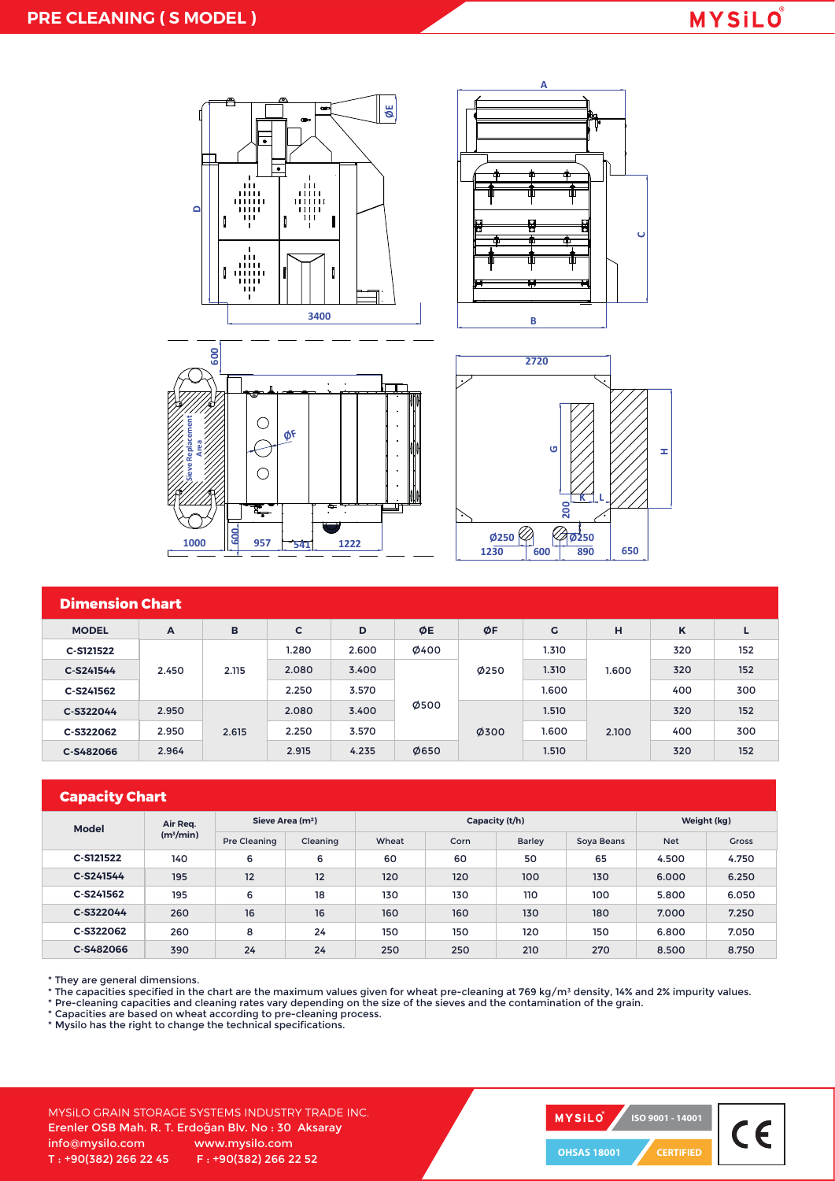# PRE CLEANING ( S MODEL )

A
ØE
D
C
3400
B
600
ØF
Sieve Replacement Area
1000
600
957
541
1222
2720
G
H
K
L
200
Ø250
Ø250
1230
600
890
650

## Dimension Chart

| MODEL | A | B | C | D | ØE | ØF | G | H | K | L |
|---|---|---|---|---|---|---|---|---|---|---|
| C-S121522 | 2.450 | 2.115 | 1.280 | 2.600 | Ø400 | Ø250 | 1.310 | 1.600 | 320 | 152 |
| C-S241544 | | | 2.080 | 3.400 | Ø500 | | 1.310 | | 320 | 152 |
| C-S241562 | | | 2.250 | 3.570 | | | 1.600 | | 400 | 300 |
| C-S322044 | 2.950 | 2.615 | 2.080 | 3.400 | | Ø300 | 1.510 | 2.100 | 320 | 152 |
| C-S322062 | 2.950 | | 2.250 | 3.570 | | | 1.600 | | 400 | 300 |
| C-S482066 | 2.964 | | 2.915 | 4.235 | Ø650 | | 1.510 | | 320 | 152 |

## Capacity Chart

| Model | Air Req. ($m^3$/min) | Sieve Area ($m^2$) | | Capacity (t/h) | | | | Weight (kg) | |
|---|---|---|---|---|---|---|---|---|---|
| | | Pre Cleaning | Cleaning | Wheat | Corn | Barley | Soya Beans | Net | Gross |
| C-S121522 | 140 | 6 | 6 | 60 | 60 | 50 | 65 | 4.500 | 4.750 |
| C-S241544 | 195 | 12 | 12 | 120 | 120 | 100 | 130 | 6.000 | 6.250 |
| C-S241562 | 195 | 6 | 18 | 130 | 130 | 110 | 100 | 5.800 | 6.050 |
| C-S322044 | 260 | 16 | 16 | 160 | 160 | 130 | 180 | 7.000 | 7.250 |
| C-S322062 | 260 | 8 | 24 | 150 | 150 | 120 | 150 | 6.800 | 7.050 |
| C-S482066 | 390 | 24 | 24 | 250 | 250 | 210 | 270 | 8.500 | 8.750 |

* They are general dimensions.
* The capacities specified in the chart are the maximum values given for wheat pre-cleaning at 769 kg/$m^3$ density, 14% and 2% impurity values.
* Pre-cleaning capacities and cleaning rates vary depending on the size of the sieves and the contamination of the grain.
* Capacities are based on wheat according to pre-cleaning process.
* Mysilo has the right to change the technical specifications.

MYSiLO GRAIN STORAGE SYSTEMS INDUSTRY TRADE INC.
Erenler OSB Mah. R. T. Erdoğan Blv. No : 30 Aksaray
info@mysilo.com www.mysilo.com
T : +90(382) 266 22 45 F : +90(382) 266 22 52

ISO 9001 - 14001
OHSAS 18001
CERTIFIED